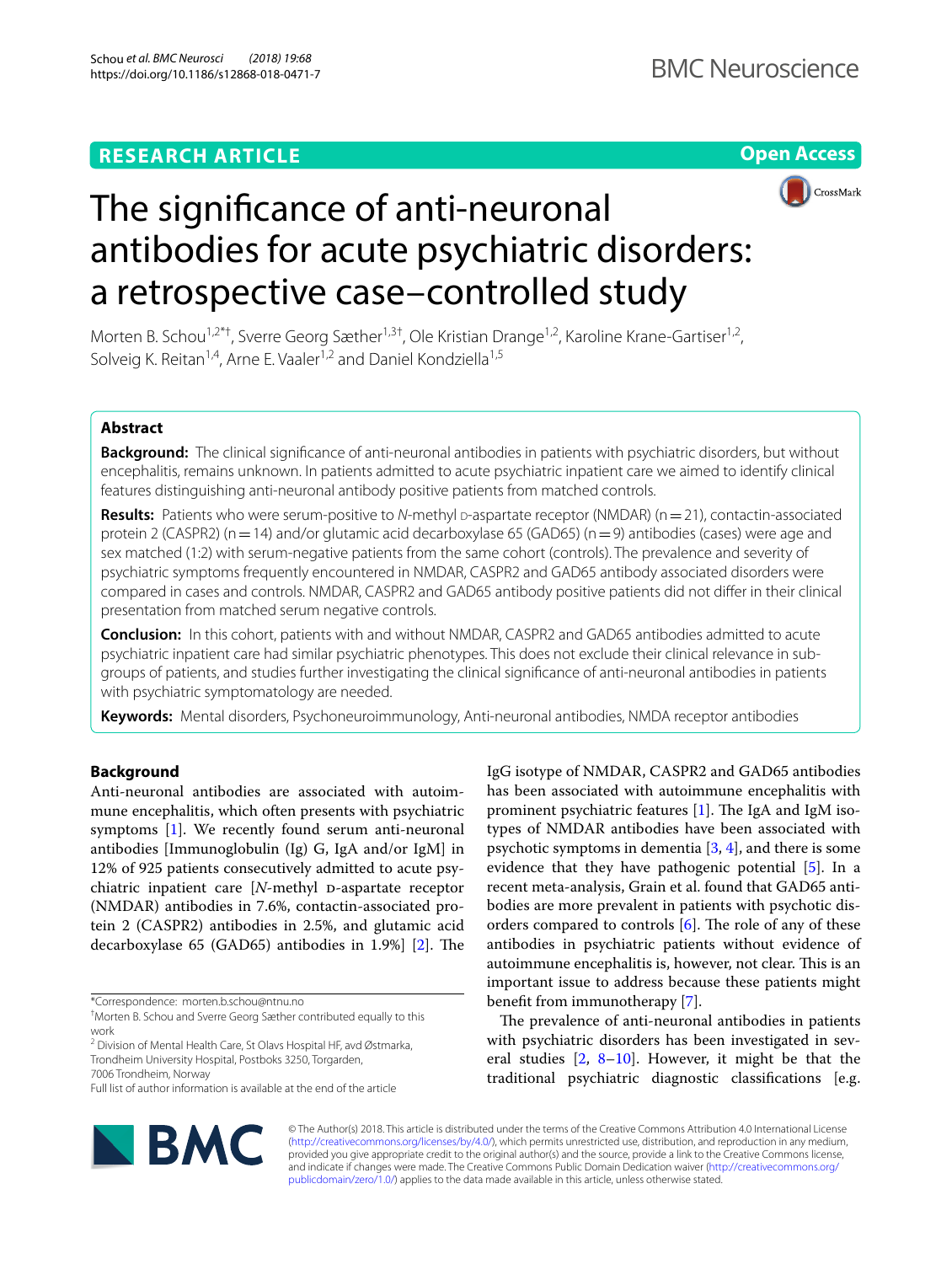RESEARCH ARTICLE

Open Access

# The significance of anti-neuronal antibodies for acute psychiatric disorders: a retrospective case–controlled study

Morten B. Schou[1,2*†], Sverre Georg Sæther[1,3†], Ole Kristian Drange[1,2], Karoline Krane-Gartiser[1,2], Solveig K. Reitan[1,4], Arne E. Vaaler[1,2] and Daniel Kondziella[1,5]

## Abstract

**Background:** The clinical significance of anti-neuronal antibodies in patients with psychiatric disorders, but without encephalitis, remains unknown. In patients admitted to acute psychiatric inpatient care we aimed to identify clinical features distinguishing anti-neuronal antibody positive patients from matched controls.

**Results:** Patients who were serum-positive to *N*-methyl D-aspartate receptor (NMDAR) (n = 21), contactin-associated protein 2 (CASPR2) (n = 14) and/or glutamic acid decarboxylase 65 (GAD65) (n = 9) antibodies (cases) were age and sex matched (1:2) with serum-negative patients from the same cohort (controls). The prevalence and severity of psychiatric symptoms frequently encountered in NMDAR, CASPR2 and GAD65 antibody associated disorders were compared in cases and controls. NMDAR, CASPR2 and GAD65 antibody positive patients did not differ in their clinical presentation from matched serum negative controls.

**Conclusion:** In this cohort, patients with and without NMDAR, CASPR2 and GAD65 antibodies admitted to acute psychiatric inpatient care had similar psychiatric phenotypes. This does not exclude their clinical relevance in subgroups of patients, and studies further investigating the clinical significance of anti-neuronal antibodies in patients with psychiatric symptomatology are needed.

**Keywords:** Mental disorders, Psychoneuroimmunology, Anti-neuronal antibodies, NMDA receptor antibodies

## Background

Anti-neuronal antibodies are associated with autoimmune encephalitis, which often presents with psychiatric symptoms [1]. We recently found serum anti-neuronal antibodies [Immunoglobulin (Ig) G, IgA and/or IgM] in 12% of 925 patients consecutively admitted to acute psychiatric inpatient care [*N*-methyl D-aspartate receptor (NMDAR) antibodies in 7.6%, contactin-associated protein 2 (CASPR2) antibodies in 2.5%, and glutamic acid decarboxylase 65 (GAD65) antibodies in 1.9%] [2]. The IgG isotype of NMDAR, CASPR2 and GAD65 antibodies has been associated with autoimmune encephalitis with prominent psychiatric features [1]. The IgA and IgM isotypes of NMDAR antibodies have been associated with psychotic symptoms in dementia [3, 4], and there is some evidence that they have pathogenic potential [5]. In a recent meta-analysis, Grain et al. found that GAD65 antibodies are more prevalent in patients with psychotic disorders compared to controls [6]. The role of any of these antibodies in psychiatric patients without evidence of autoimmune encephalitis is, however, not clear. This is an important issue to address because these patients might benefit from immunotherapy [7].

The prevalence of anti-neuronal antibodies in patients with psychiatric disorders has been investigated in several studies [2, 8–10]. However, it might be that the traditional psychiatric diagnostic classifications [e.g.

*Correspondence: morten.b.schou@ntnu.no

†Morten B. Schou and Sverre Georg Sæther contributed equally to this work

[2] Division of Mental Health Care, St Olavs Hospital HF, avd Østmarka, Trondheim University Hospital, Postboks 3250, Torgarden, 7006 Trondheim, Norway

Full list of author information is available at the end of the article

© The Author(s) 2018. This article is distributed under the terms of the Creative Commons Attribution 4.0 International License (http://creativecommons.org/licenses/by/4.0/), which permits unrestricted use, distribution, and reproduction in any medium, provided you give appropriate credit to the original author(s) and the source, provide a link to the Creative Commons license, and indicate if changes were made. The Creative Commons Public Domain Dedication waiver (http://creativecommons.org/publicdomain/zero/1.0/) applies to the data made available in this article, unless otherwise stated.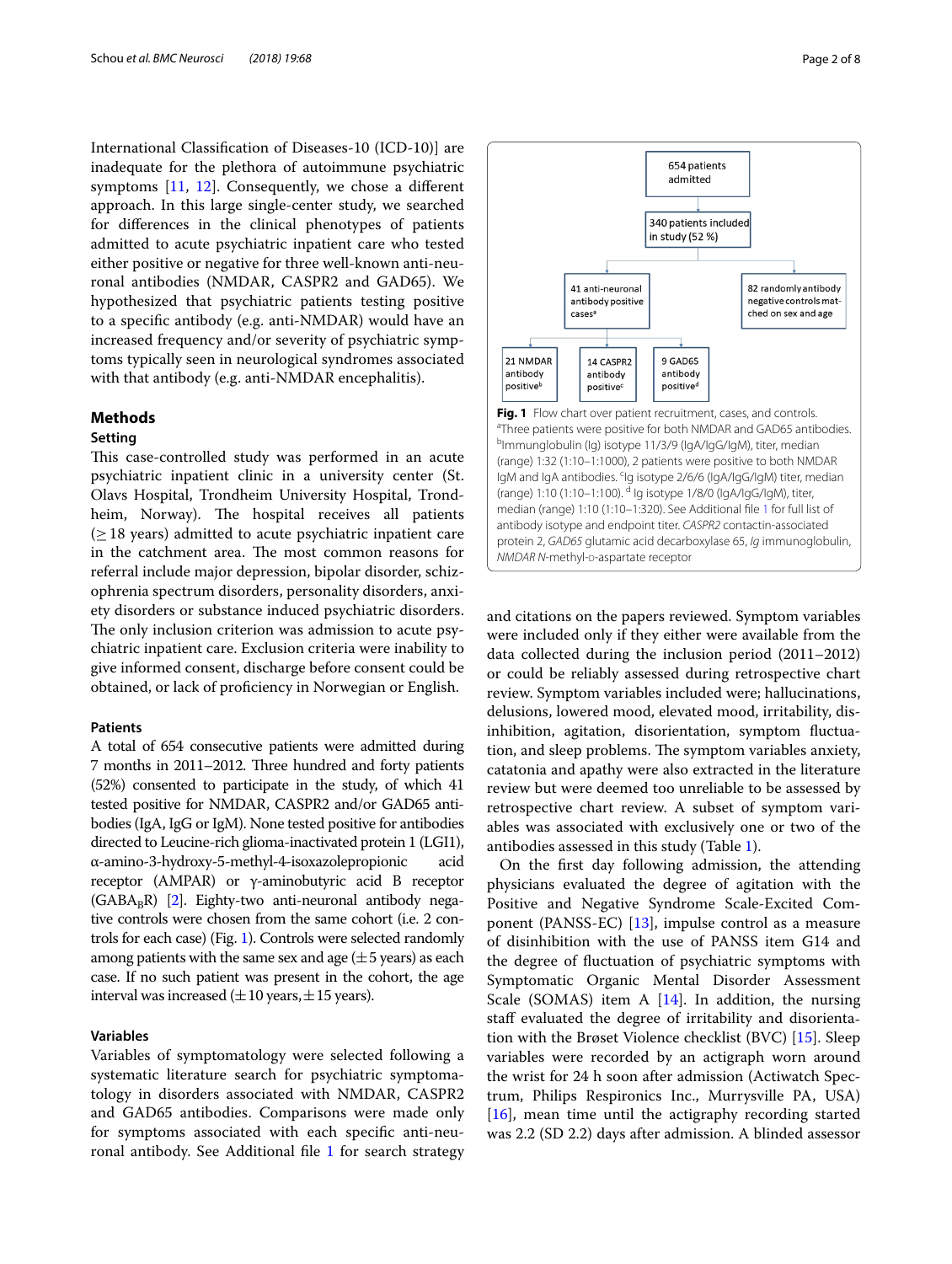International Classification of Diseases-10 (ICD-10)] are inadequate for the plethora of autoimmune psychiatric symptoms [11, 12]. Consequently, we chose a different approach. In this large single-center study, we searched for differences in the clinical phenotypes of patients admitted to acute psychiatric inpatient care who tested either positive or negative for three well-known anti-neuronal antibodies (NMDAR, CASPR2 and GAD65). We hypothesized that psychiatric patients testing positive to a specific antibody (e.g. anti-NMDAR) would have an increased frequency and/or severity of psychiatric symptoms typically seen in neurological syndromes associated with that antibody (e.g. anti-NMDAR encephalitis).

## Methods

### Setting

This case-controlled study was performed in an acute psychiatric inpatient clinic in a university center (St. Olavs Hospital, Trondheim University Hospital, Trondheim, Norway). The hospital receives all patients (≥ 18 years) admitted to acute psychiatric inpatient care in the catchment area. The most common reasons for referral include major depression, bipolar disorder, schizophrenia spectrum disorders, personality disorders, anxiety disorders or substance induced psychiatric disorders. The only inclusion criterion was admission to acute psychiatric inpatient care. Exclusion criteria were inability to give informed consent, discharge before consent could be obtained, or lack of proficiency in Norwegian or English.

### Patients

A total of 654 consecutive patients were admitted during 7 months in 2011–2012. Three hundred and forty patients (52%) consented to participate in the study, of which 41 tested positive for NMDAR, CASPR2 and/or GAD65 antibodies (IgA, IgG or IgM). None tested positive for antibodies directed to Leucine-rich glioma-inactivated protein 1 (LGI1), α-amino-3-hydroxy-5-methyl-4-isoxazolepropionic acid receptor (AMPAR) or γ-aminobutyric acid B receptor ($GABA_BR$) [2]. Eighty-two anti-neuronal antibody negative controls were chosen from the same cohort (i.e. 2 controls for each case) (Fig. 1). Controls were selected randomly among patients with the same sex and age (± 5 years) as each case. If no such patient was present in the cohort, the age interval was increased (± 10 years, ± 15 years).

**Fig. 1** Flow chart over patient recruitment, cases, and controls. [a]Three patients were positive for both NMDAR and GAD65 antibodies. [b]Immunglobulin (Ig) isotype 11/3/9 (IgA/IgG/IgM), titer, median (range) 1:32 (1:10–1:1000), 2 patients were positive to both NMDAR IgM and IgA antibodies. [c]Ig isotype 2/6/6 (IgA/IgG/IgM) titer, median (range) 1:10 (1:10–1:100). [d] Ig isotype 1/8/0 (IgA/IgG/IgM), titer, median (range) 1:10 (1:10–1:320). See Additional file 1 for full list of antibody isotype and endpoint titer. *CASPR2* contactin-associated protein 2, *GAD65* glutamic acid decarboxylase 65, *Ig* immunoglobulin, *NMDAR* N-methyl-D-aspartate receptor

### Variables

Variables of symptomatology were selected following a systematic literature search for psychiatric symptomatology in disorders associated with NMDAR, CASPR2 and GAD65 antibodies. Comparisons were made only for symptoms associated with each specific anti-neuronal antibody. See Additional file 1 for search strategy and citations on the papers reviewed. Symptom variables were included only if they either were available from the data collected during the inclusion period (2011–2012) or could be reliably assessed during retrospective chart review. Symptom variables included were; hallucinations, delusions, lowered mood, elevated mood, irritability, disinhibition, agitation, disorientation, symptom fluctuation, and sleep problems. The symptom variables anxiety, catatonia and apathy were also extracted in the literature review but were deemed too unreliable to be assessed by retrospective chart review. A subset of symptom variables was associated with exclusively one or two of the antibodies assessed in this study (Table 1).

On the first day following admission, the attending physicians evaluated the degree of agitation with the Positive and Negative Syndrome Scale-Excited Component (PANSS-EC) [13], impulse control as a measure of disinhibition with the use of PANSS item G14 and the degree of fluctuation of psychiatric symptoms with Symptomatic Organic Mental Disorder Assessment Scale (SOMAS) item A [14]. In addition, the nursing staff evaluated the degree of irritability and disorientation with the Brøset Violence checklist (BVC) [15]. Sleep variables were recorded by an actigraph worn around the wrist for 24 h soon after admission (Actiwatch Spectrum, Philips Respironics Inc., Murrysville PA, USA) [16], mean time until the actigraphy recording started was 2.2 (SD 2.2) days after admission. A blinded assessor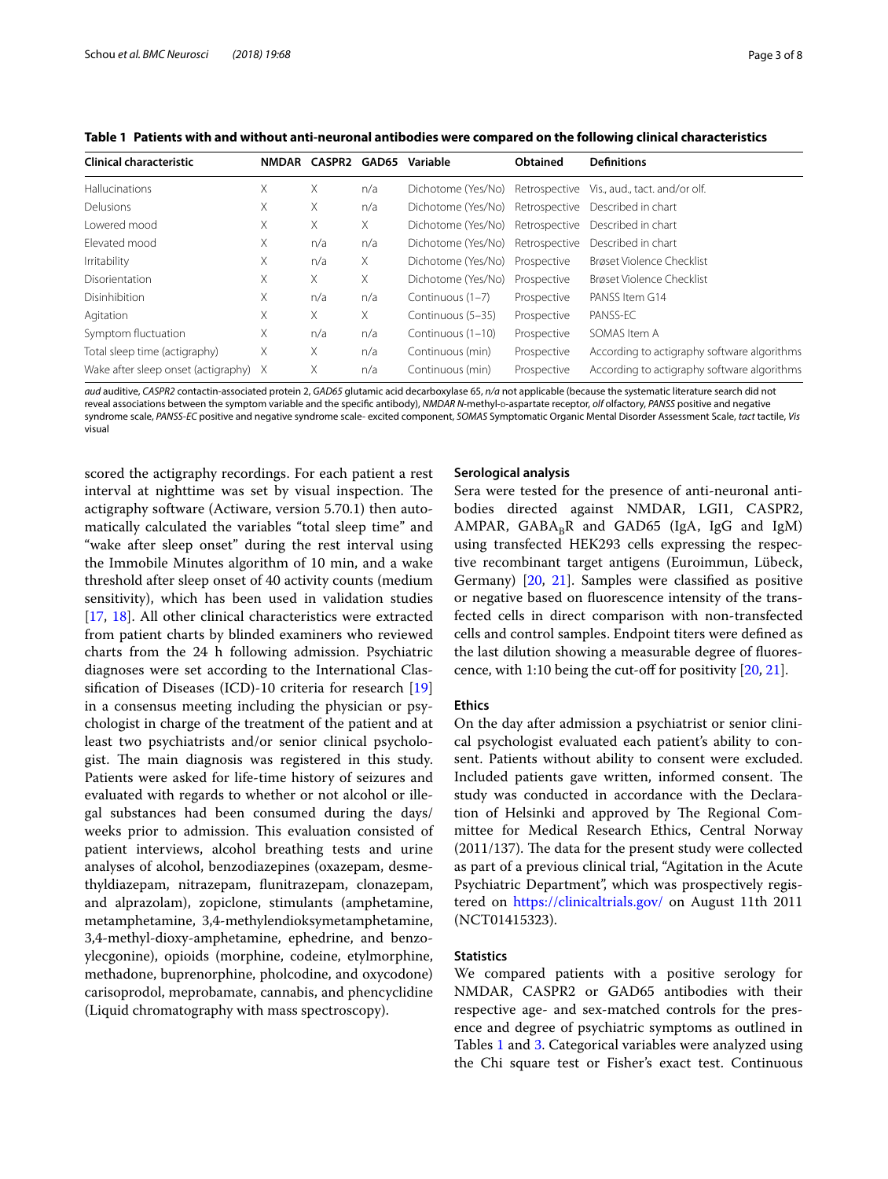**Table 1 Patients with and without anti-neuronal antibodies were compared on the following clinical characteristics**

| Clinical characteristic | NMDAR | CASPR2 | GAD65 | Variable | Obtained | Definitions |
|---|---|---|---|---|---|---|
| Hallucinations | X | X | n/a | Dichotome (Yes/No) | Retrospective | Vis., aud., tact. and/or olf. |
| Delusions | X | X | n/a | Dichotome (Yes/No) | Retrospective | Described in chart |
| Lowered mood | X | X | X | Dichotome (Yes/No) | Retrospective | Described in chart |
| Elevated mood | X | n/a | n/a | Dichotome (Yes/No) | Retrospective | Described in chart |
| Irritability | X | n/a | X | Dichotome (Yes/No) | Prospective | Brøset Violence Checklist |
| Disorientation | X | X | X | Dichotome (Yes/No) | Prospective | Brøset Violence Checklist |
| Disinhibition | X | n/a | n/a | Continuous (1–7) | Prospective | PANSS Item G14 |
| Agitation | X | X | X | Continuous (5–35) | Prospective | PANSS-EC |
| Symptom fluctuation | X | n/a | n/a | Continuous (1–10) | Prospective | SOMAS Item A |
| Total sleep time (actigraphy) | X | X | n/a | Continuous (min) | Prospective | According to actigraphy software algorithms |
| Wake after sleep onset (actigraphy) | X | X | n/a | Continuous (min) | Prospective | According to actigraphy software algorithms |

*aud* auditive, *CASPR2* contactin-associated protein 2, *GAD65* glutamic acid decarboxylase 65, *n/a* not applicable (because the systematic literature search did not reveal associations between the symptom variable and the specific antibody), *NMDAR N*-methyl-D-aspartate receptor, *olf* olfactory, *PANSS* positive and negative syndrome scale, *PANSS-EC* positive and negative syndrome scale- excited component, *SOMAS* Symptomatic Organic Mental Disorder Assessment Scale, *tact* tactile, *Vis* visual

scored the actigraphy recordings. For each patient a rest interval at nighttime was set by visual inspection. The actigraphy software (Actiware, version 5.70.1) then automatically calculated the variables "total sleep time" and "wake after sleep onset" during the rest interval using the Immobile Minutes algorithm of 10 min, and a wake threshold after sleep onset of 40 activity counts (medium sensitivity), which has been used in validation studies [17, 18]. All other clinical characteristics were extracted from patient charts by blinded examiners who reviewed charts from the 24 h following admission. Psychiatric diagnoses were set according to the International Classification of Diseases (ICD)-10 criteria for research [19] in a consensus meeting including the physician or psychologist in charge of the treatment of the patient and at least two psychiatrists and/or senior clinical psychologist. The main diagnosis was registered in this study. Patients were asked for life-time history of seizures and evaluated with regards to whether or not alcohol or illegal substances had been consumed during the days/weeks prior to admission. This evaluation consisted of patient interviews, alcohol breathing tests and urine analyses of alcohol, benzodiazepines (oxazepam, desmethyldiazepam, nitrazepam, flunitrazepam, clonazepam, and alprazolam), zopiclone, stimulants (amphetamine, metamphetamine, 3,4-methylendioksymetamphetamine, 3,4-methyl-dioxy-amphetamine, ephedrine, and benzoylecgonine), opioids (morphine, codeine, etylmorphine, methadone, buprenorphine, pholcodine, and oxycodone) carisoprodol, meprobamate, cannabis, and phencyclidine (Liquid chromatography with mass spectroscopy).

### Serological analysis

Sera were tested for the presence of anti-neuronal antibodies directed against NMDAR, LGI1, CASPR2, AMPAR, $GABA_BR$ and GAD65 (IgA, IgG and IgM) using transfected HEK293 cells expressing the respective recombinant target antigens (Euroimmun, Lübeck, Germany) [20, 21]. Samples were classified as positive or negative based on fluorescence intensity of the transfected cells in direct comparison with non-transfected cells and control samples. Endpoint titers were defined as the last dilution showing a measurable degree of fluorescence, with 1:10 being the cut-off for positivity [20, 21].

### Ethics

On the day after admission a psychiatrist or senior clinical psychologist evaluated each patient's ability to consent. Patients without ability to consent were excluded. Included patients gave written, informed consent. The study was conducted in accordance with the Declaration of Helsinki and approved by The Regional Committee for Medical Research Ethics, Central Norway (2011/137). The data for the present study were collected as part of a previous clinical trial, "Agitation in the Acute Psychiatric Department", which was prospectively registered on https://clinicaltrials.gov/ on August 11th 2011 (NCT01415323).

### Statistics

We compared patients with a positive serology for NMDAR, CASPR2 or GAD65 antibodies with their respective age- and sex-matched controls for the presence and degree of psychiatric symptoms as outlined in Tables 1 and 3. Categorical variables were analyzed using the Chi square test or Fisher's exact test. Continuous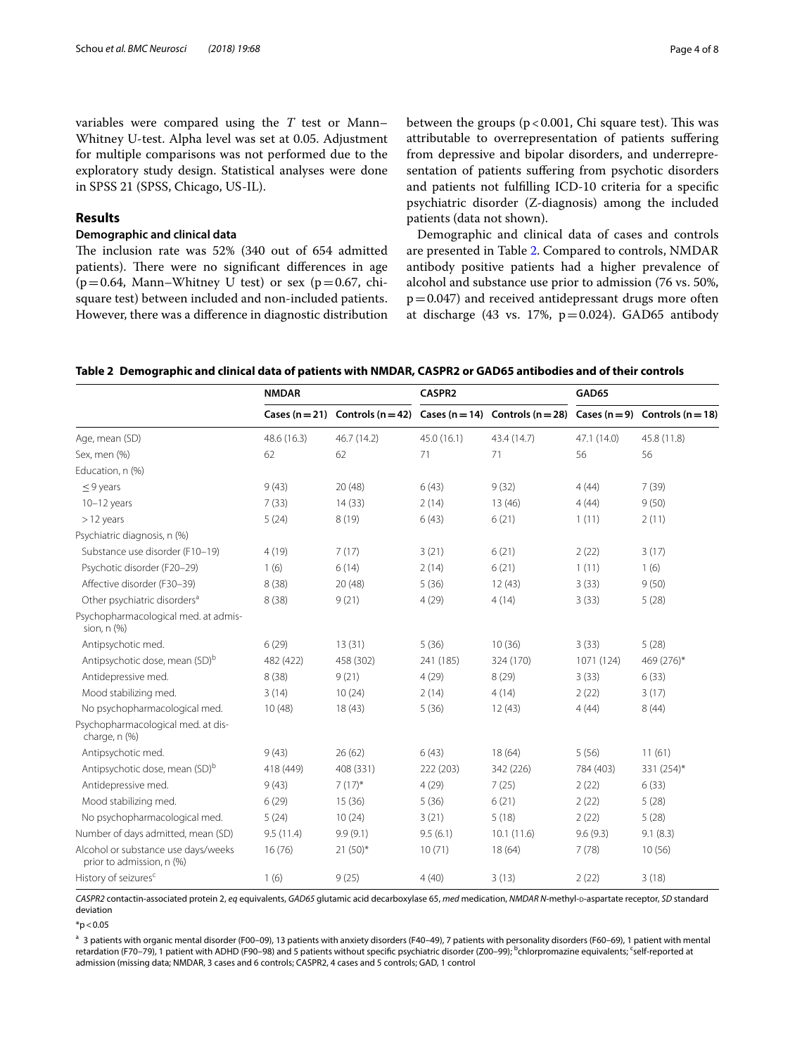variables were compared using the *T* test or Mann–Whitney U-test. Alpha level was set at 0.05. Adjustment for multiple comparisons was not performed due to the exploratory study design. Statistical analyses were done in SPSS 21 (SPSS, Chicago, US-IL).

## Results

### Demographic and clinical data

The inclusion rate was 52% (340 out of 654 admitted patients). There were no significant differences in age ($p = 0.64$, Mann–Whitney U test) or sex ($p = 0.67$, chi-square test) between included and non-included patients. However, there was a difference in diagnostic distribution between the groups ($p < 0.001$, Chi square test). This was attributable to overrepresentation of patients suffering from depressive and bipolar disorders, and underrepresentation of patients suffering from psychotic disorders and patients not fulfilling ICD-10 criteria for a specific psychiatric disorder (Z-diagnosis) among the included patients (data not shown).

Demographic and clinical data of cases and controls are presented in Table 2. Compared to controls, NMDAR antibody positive patients had a higher prevalence of alcohol and substance use prior to admission (76 vs. 50%, $p = 0.047$) and received antidepressant drugs more often at discharge (43 vs. 17%, $p = 0.024$). GAD65 antibody

**Table 2 Demographic and clinical data of patients with NMDAR, CASPR2 or GAD65 antibodies and of their controls**

| | NMDAR | | CASPR2 | | GAD65 | |
|---|---|---|---|---|---|---|
| | Cases (n = 21) | Controls (n = 42) | Cases (n = 14) | Controls (n = 28) | Cases (n = 9) | Controls (n = 18) |
| Age, mean (SD) | 48.6 (16.3) | 46.7 (14.2) | 45.0 (16.1) | 43.4 (14.7) | 47.1 (14.0) | 45.8 (11.8) |
| Sex, men (%) | 62 | 62 | 71 | 71 | 56 | 56 |
| Education, n (%) | | | | | | |
| ≤ 9 years | 9 (43) | 20 (48) | 6 (43) | 9 (32) | 4 (44) | 7 (39) |
| 10–12 years | 7 (33) | 14 (33) | 2 (14) | 13 (46) | 4 (44) | 9 (50) |
| > 12 years | 5 (24) | 8 (19) | 6 (43) | 6 (21) | 1 (11) | 2 (11) |
| Psychiatric diagnosis, n (%) | | | | | | |
| Substance use disorder (F10–19) | 4 (19) | 7 (17) | 3 (21) | 6 (21) | 2 (22) | 3 (17) |
| Psychotic disorder (F20–29) | 1 (6) | 6 (14) | 2 (14) | 6 (21) | 1 (11) | 1 (6) |
| Affective disorder (F30–39) | 8 (38) | 20 (48) | 5 (36) | 12 (43) | 3 (33) | 9 (50) |
| Other psychiatric disorders[a] | 8 (38) | 9 (21) | 4 (29) | 4 (14) | 3 (33) | 5 (28) |
| Psychopharmacological med. at admission, n (%) | | | | | | |
| Antipsychotic med. | 6 (29) | 13 (31) | 5 (36) | 10 (36) | 3 (33) | 5 (28) |
| Antipsychotic dose, mean (SD)[b] | 482 (422) | 458 (302) | 241 (185) | 324 (170) | 1071 (124) | 469 (276)* |
| Antidepressive med. | 8 (38) | 9 (21) | 4 (29) | 8 (29) | 3 (33) | 6 (33) |
| Mood stabilizing med. | 3 (14) | 10 (24) | 2 (14) | 4 (14) | 2 (22) | 3 (17) |
| No psychopharmacological med. | 10 (48) | 18 (43) | 5 (36) | 12 (43) | 4 (44) | 8 (44) |
| Psychopharmacological med. at discharge, n (%) | | | | | | |
| Antipsychotic med. | 9 (43) | 26 (62) | 6 (43) | 18 (64) | 5 (56) | 11 (61) |
| Antipsychotic dose, mean (SD)[b] | 418 (449) | 408 (331) | 222 (203) | 342 (226) | 784 (403) | 331 (254)* |
| Antidepressive med. | 9 (43) | 7 (17)* | 4 (29) | 7 (25) | 2 (22) | 6 (33) |
| Mood stabilizing med. | 6 (29) | 15 (36) | 5 (36) | 6 (21) | 2 (22) | 5 (28) |
| No psychopharmacological med. | 5 (24) | 10 (24) | 3 (21) | 5 (18) | 2 (22) | 5 (28) |
| Number of days admitted, mean (SD) | 9.5 (11.4) | 9.9 (9.1) | 9.5 (6.1) | 10.1 (11.6) | 9.6 (9.3) | 9.1 (8.3) |
| Alcohol or substance use days/weeks prior to admission, n (%) | 16 (76) | 21 (50)* | 10 (71) | 18 (64) | 7 (78) | 10 (56) |
| History of seizures[c] | 1 (6) | 9 (25) | 4 (40) | 3 (13) | 2 (22) | 3 (18) |

*CASPR2* contactin-associated protein 2, *eq* equivalents, *GAD65* glutamic acid decarboxylase 65, *med* medication, *NMDAR N*-methyl-D-aspartate receptor, *SD* standard deviation

*$p < 0.05$

[a] 3 patients with organic mental disorder (F00–09), 13 patients with anxiety disorders (F40–49), 7 patients with personality disorders (F60–69), 1 patient with mental retardation (F70–79), 1 patient with ADHD (F90–98) and 5 patients without specific psychiatric disorder (Z00–99); [b]chlorpromazine equivalents; [c]self-reported at admission (missing data; NMDAR, 3 cases and 6 controls; CASPR2, 4 cases and 5 controls; GAD, 1 control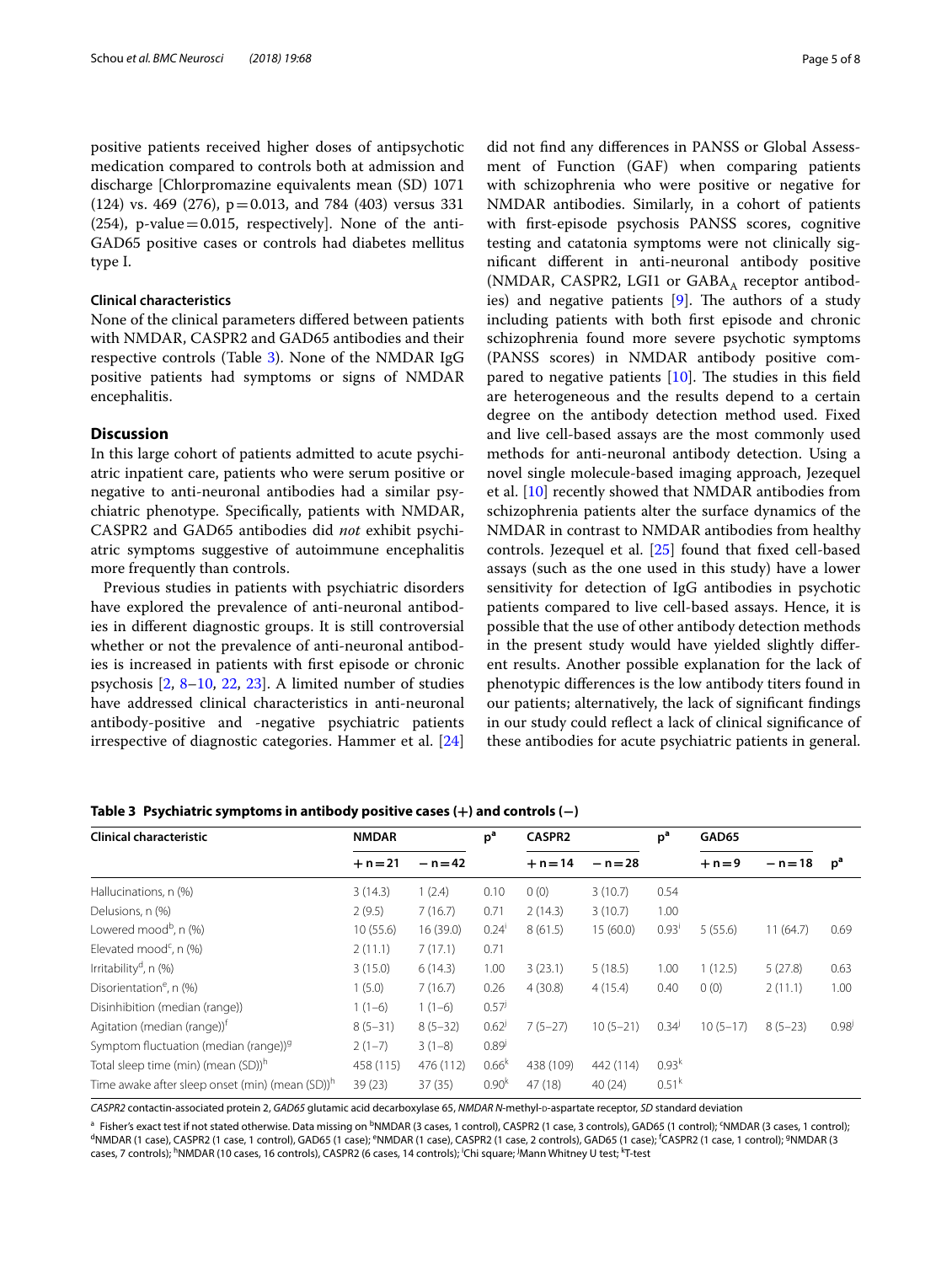positive patients received higher doses of antipsychotic medication compared to controls both at admission and discharge [Chlorpromazine equivalents mean (SD) 1071 (124) vs. 469 (276), p = 0.013, and 784 (403) versus 331 (254), p-value = 0.015, respectively]. None of the anti-GAD65 positive cases or controls had diabetes mellitus type I.

### Clinical characteristics

None of the clinical parameters differed between patients with NMDAR, CASPR2 and GAD65 antibodies and their respective controls (Table 3). None of the NMDAR IgG positive patients had symptoms or signs of NMDAR encephalitis.

## Discussion

In this large cohort of patients admitted to acute psychiatric inpatient care, patients who were serum positive or negative to anti-neuronal antibodies had a similar psychiatric phenotype. Specifically, patients with NMDAR, CASPR2 and GAD65 antibodies did *not* exhibit psychiatric symptoms suggestive of autoimmune encephalitis more frequently than controls.

Previous studies in patients with psychiatric disorders have explored the prevalence of anti-neuronal antibodies in different diagnostic groups. It is still controversial whether or not the prevalence of anti-neuronal antibodies is increased in patients with first episode or chronic psychosis [2, 8–10, 22, 23]. A limited number of studies have addressed clinical characteristics in anti-neuronal antibody-positive and -negative psychiatric patients irrespective of diagnostic categories. Hammer et al. [24] did not find any differences in PANSS or Global Assessment of Function (GAF) when comparing patients with schizophrenia who were positive or negative for NMDAR antibodies. Similarly, in a cohort of patients with first-episode psychosis PANSS scores, cognitive testing and catatonia symptoms were not clinically significant different in anti-neuronal antibody positive (NMDAR, CASPR2, LGI1 or $GABA_A$ receptor antibodies) and negative patients [9]. The authors of a study including patients with both first episode and chronic schizophrenia found more severe psychotic symptoms (PANSS scores) in NMDAR antibody positive compared to negative patients [10]. The studies in this field are heterogeneous and the results depend to a certain degree on the antibody detection method used. Fixed and live cell-based assays are the most commonly used methods for anti-neuronal antibody detection. Using a novel single molecule-based imaging approach, Jezequel et al. [10] recently showed that NMDAR antibodies from schizophrenia patients alter the surface dynamics of the NMDAR in contrast to NMDAR antibodies from healthy controls. Jezequel et al. [25] found that fixed cell-based assays (such as the one used in this study) have a lower sensitivity for detection of IgG antibodies in psychotic patients compared to live cell-based assays. Hence, it is possible that the use of other antibody detection methods in the present study would have yielded slightly different results. Another possible explanation for the lack of phenotypic differences is the low antibody titers found in our patients; alternatively, the lack of significant findings in our study could reflect a lack of clinical significance of these antibodies for acute psychiatric patients in general.

**Table 3 Psychiatric symptoms in antibody positive cases (+) and controls (−)**

| Clinical characteristic | NMDAR | | p[a] | CASPR2 | | p[a] | GAD65 | | p[a] |
|---|---|---|---|---|---|---|---|---|---|
| | + n = 21 | − n = 42 | | + n = 14 | − n = 28 | | + n = 9 | − n = 18 | |
| Hallucinations, n (%) | 3 (14.3) | 1 (2.4) | 0.10 | 0 (0) | 3 (10.7) | 0.54 | | | |
| Delusions, n (%) | 2 (9.5) | 7 (16.7) | 0.71 | 2 (14.3) | 3 (10.7) | 1.00 | | | |
| Lowered mood[b], n (%) | 10 (55.6) | 16 (39.0) | 0.24[i] | 8 (61.5) | 15 (60.0) | 0.93[i] | 5 (55.6) | 11 (64.7) | 0.69 |
| Elevated mood[c], n (%) | 2 (11.1) | 7 (17.1) | 0.71 | | | | | | |
| Irritability[d], n (%) | 3 (15.0) | 6 (14.3) | 1.00 | 3 (23.1) | 5 (18.5) | 1.00 | 1 (12.5) | 5 (27.8) | 0.63 |
| Disorientation[e], n (%) | 1 (5.0) | 7 (16.7) | 0.26 | 4 (30.8) | 4 (15.4) | 0.40 | 0 (0) | 2 (11.1) | 1.00 |
| Disinhibition (median (range)) | 1 (1–6) | 1 (1–6) | 0.57[j] | | | | | | |
| Agitation (median (range))[f] | 8 (5–31) | 8 (5–32) | 0.62[j] | 7 (5–27) | 10 (5–21) | 0.34[j] | 10 (5–17) | 8 (5–23) | 0.98[j] |
| Symptom fluctuation (median (range))[g] | 2 (1–7) | 3 (1–8) | 0.89[j] | | | | | | |
| Total sleep time (min) (mean (SD))[h] | 458 (115) | 476 (112) | 0.66[k] | 438 (109) | 442 (114) | 0.93[k] | | | |
| Time awake after sleep onset (min) (mean (SD))[h] | 39 (23) | 37 (35) | 0.90[k] | 47 (18) | 40 (24) | 0.51[k] | | | |

*CASPR2* contactin-associated protein 2, *GAD65* glutamic acid decarboxylase 65, *NMDAR* N-methyl-D-aspartate receptor, *SD* standard deviation

[a] Fisher's exact test if not stated otherwise. Data missing on [b]NMDAR (3 cases, 1 control), CASPR2 (1 case, 3 controls), GAD65 (1 control); [c]NMDAR (3 cases, 1 control); [d]NMDAR (1 case), CASPR2 (1 case, 1 control), GAD65 (1 case); [e]NMDAR (1 case), CASPR2 (1 case, 2 controls), GAD65 (1 case); [f]CASPR2 (1 case, 1 control); [g]NMDAR (3 cases, 7 controls); [h]NMDAR (10 cases, 16 controls), CASPR2 (6 cases, 14 controls); [i]Chi square; [j]Mann Whitney U test; [k]T-test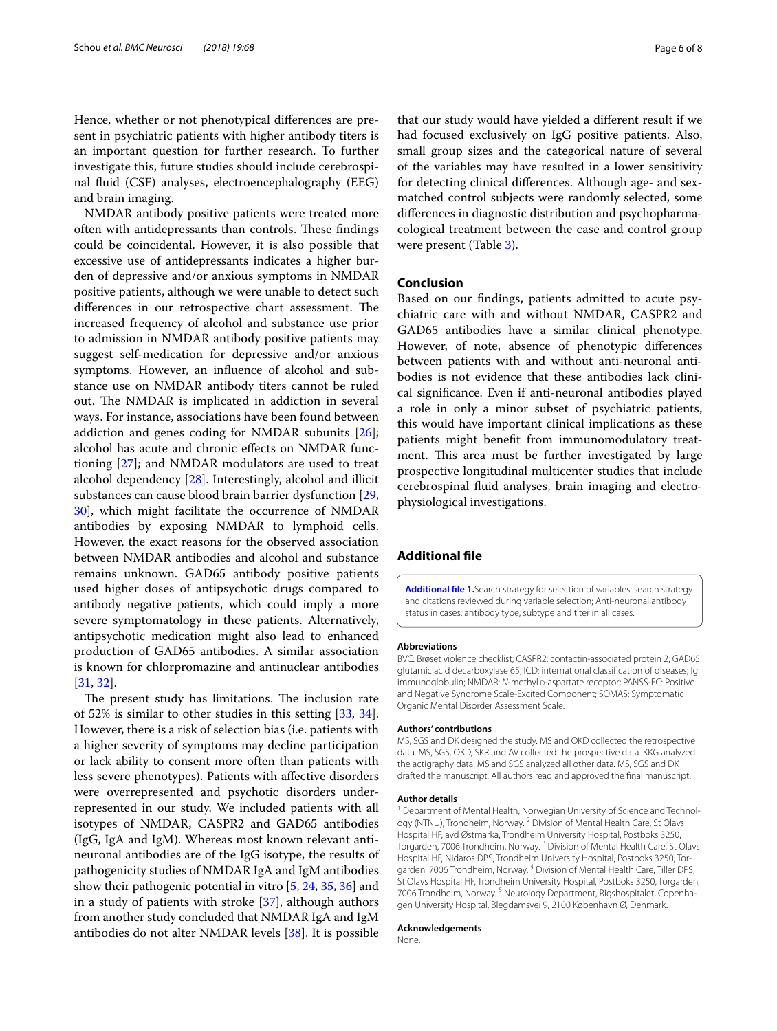Hence, whether or not phenotypical differences are present in psychiatric patients with higher antibody titers is an important question for further research. To further investigate this, future studies should include cerebrospinal fluid (CSF) analyses, electroencephalography (EEG) and brain imaging.

NMDAR antibody positive patients were treated more often with antidepressants than controls. These findings could be coincidental. However, it is also possible that excessive use of antidepressants indicates a higher burden of depressive and/or anxious symptoms in NMDAR positive patients, although we were unable to detect such differences in our retrospective chart assessment. The increased frequency of alcohol and substance use prior to admission in NMDAR antibody positive patients may suggest self-medication for depressive and/or anxious symptoms. However, an influence of alcohol and substance use on NMDAR antibody titers cannot be ruled out. The NMDAR is implicated in addiction in several ways. For instance, associations have been found between addiction and genes coding for NMDAR subunits [26]; alcohol has acute and chronic effects on NMDAR functioning [27]; and NMDAR modulators are used to treat alcohol dependency [28]. Interestingly, alcohol and illicit substances can cause blood brain barrier dysfunction [29, 30], which might facilitate the occurrence of NMDAR antibodies by exposing NMDAR to lymphoid cells. However, the exact reasons for the observed association between NMDAR antibodies and alcohol and substance remains unknown. GAD65 antibody positive patients used higher doses of antipsychotic drugs compared to antibody negative patients, which could imply a more severe symptomatology in these patients. Alternatively, antipsychotic medication might also lead to enhanced production of GAD65 antibodies. A similar association is known for chlorpromazine and antinuclear antibodies [31, 32].

The present study has limitations. The inclusion rate of 52% is similar to other studies in this setting [33, 34]. However, there is a risk of selection bias (i.e. patients with a higher severity of symptoms may decline participation or lack ability to consent more often than patients with less severe phenotypes). Patients with affective disorders were overrepresented and psychotic disorders underrepresented in our study. We included patients with all isotypes of NMDAR, CASPR2 and GAD65 antibodies (IgG, IgA and IgM). Whereas most known relevant anti-neuronal antibodies are of the IgG isotype, the results of pathogenicity studies of NMDAR IgA and IgM antibodies show their pathogenic potential in vitro [5, 24, 35, 36] and in a study of patients with stroke [37], although authors from another study concluded that NMDAR IgA and IgM antibodies do not alter NMDAR levels [38]. It is possible that our study would have yielded a different result if we had focused exclusively on IgG positive patients. Also, small group sizes and the categorical nature of several of the variables may have resulted in a lower sensitivity for detecting clinical differences. Although age- and sex-matched control subjects were randomly selected, some differences in diagnostic distribution and psychopharmacological treatment between the case and control group were present (Table 3).

## Conclusion

Based on our findings, patients admitted to acute psychiatric care with and without NMDAR, CASPR2 and GAD65 antibodies have a similar clinical phenotype. However, of note, absence of phenotypic differences between patients with and without anti-neuronal antibodies is not evidence that these antibodies lack clinical significance. Even if anti-neuronal antibodies played a role in only a minor subset of psychiatric patients, this would have important clinical implications as these patients might benefit from immunomodulatory treatment. This area must be further investigated by large prospective longitudinal multicenter studies that include cerebrospinal fluid analyses, brain imaging and electrophysiological investigations.

## Additional file

**Additional file 1.** Search strategy for selection of variables: search strategy and citations reviewed during variable selection; Anti-neuronal antibody status in cases: antibody type, subtype and titer in all cases.

### Abbreviations

BVC: Brøset violence checklist; CASPR2: contactin-associated protein 2; GAD65: glutamic acid decarboxylase 65; ICD: international classification of diseases; Ig: immunoglobulin; NMDAR: *N*-methyl D-aspartate receptor; PANSS-EC: Positive and Negative Syndrome Scale-Excited Component; SOMAS: Symptomatic Organic Mental Disorder Assessment Scale.

### Authors' contributions

MS, SGS and DK designed the study. MS and OKD collected the retrospective data. MS, SGS, OKD, SKR and AV collected the prospective data. KKG analyzed the actigraphy data. MS and SGS analyzed all other data. MS, SGS and DK drafted the manuscript. All authors read and approved the final manuscript.

### Author details

[1] Department of Mental Health, Norwegian University of Science and Technology (NTNU), Trondheim, Norway. [2] Division of Mental Health Care, St Olavs Hospital HF, avd Østmarka, Trondheim University Hospital, Postboks 3250, Torgarden, 7006 Trondheim, Norway. [3] Division of Mental Health Care, St Olavs Hospital HF, Nidaros DPS, Trondheim University Hospital, Postboks 3250, Torgarden, 7006 Trondheim, Norway. [4] Division of Mental Health Care, Tiller DPS, St Olavs Hospital HF, Trondheim University Hospital, Postboks 3250, Torgarden, 7006 Trondheim, Norway. [5] Neurology Department, Rigshospitalet, Copenhagen University Hospital, Blegdamsvei 9, 2100 København Ø, Denmark.

### Acknowledgements

None.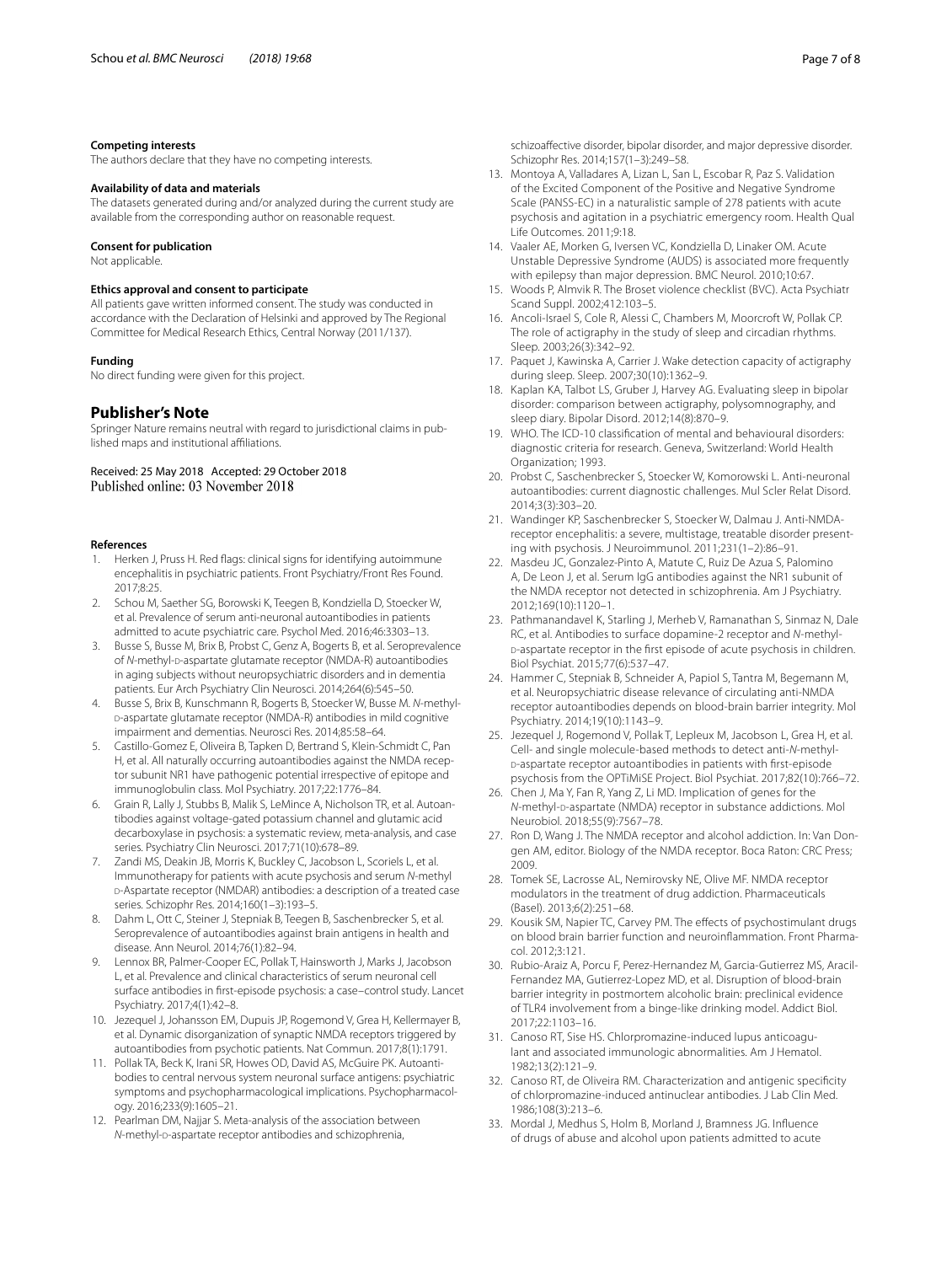#### Competing interests

The authors declare that they have no competing interests.

#### Availability of data and materials

The datasets generated during and/or analyzed during the current study are available from the corresponding author on reasonable request.

#### Consent for publication

Not applicable.

#### Ethics approval and consent to participate

All patients gave written informed consent. The study was conducted in accordance with the Declaration of Helsinki and approved by The Regional Committee for Medical Research Ethics, Central Norway (2011/137).

#### Funding

No direct funding were given for this project.

## Publisher's Note

Springer Nature remains neutral with regard to jurisdictional claims in published maps and institutional affiliations.

Received: 25 May 2018 Accepted: 29 October 2018
Published online: 03 November 2018

#### References

1. Herken J, Pruss H. Red flags: clinical signs for identifying autoimmune encephalitis in psychiatric patients. Front Psychiatry/Front Res Found. 2017;8:25.
2. Schou M, Saether SG, Borowski K, Teegen B, Kondziella D, Stoecker W, et al. Prevalence of serum anti-neuronal autoantibodies in patients admitted to acute psychiatric care. Psychol Med. 2016;46:3303–13.
3. Busse S, Busse M, Brix B, Probst C, Genz A, Bogerts B, et al. Seroprevalence of *N*-methyl-D-aspartate glutamate receptor (NMDA-R) autoantibodies in aging subjects without neuropsychiatric disorders and in dementia patients. Eur Arch Psychiatry Clin Neurosci. 2014;264(6):545–50.
4. Busse S, Brix B, Kunschmann R, Bogerts B, Stoecker W, Busse M. *N*-methyl-D-aspartate glutamate receptor (NMDA-R) antibodies in mild cognitive impairment and dementias. Neurosci Res. 2014;85:58–64.
5. Castillo-Gomez E, Oliveira B, Tapken D, Bertrand S, Klein-Schmidt C, Pan H, et al. All naturally occurring autoantibodies against the NMDA receptor subunit NR1 have pathogenic potential irrespective of epitope and immunoglobulin class. Mol Psychiatry. 2017;22:1776–84.
6. Grain R, Lally J, Stubbs B, Malik S, LeMince A, Nicholson TR, et al. Autoantibodies against voltage-gated potassium channel and glutamic acid decarboxylase in psychosis: a systematic review, meta-analysis, and case series. Psychiatry Clin Neurosci. 2017;71(10):678–89.
7. Zandi MS, Deakin JB, Morris K, Buckley C, Jacobson L, Scoriels L, et al. Immunotherapy for patients with acute psychosis and serum *N*-methyl D-Aspartate receptor (NMDAR) antibodies: a description of a treated case series. Schizophr Res. 2014;160(1–3):193–5.
8. Dahm L, Ott C, Steiner J, Stepniak B, Teegen B, Saschenbrecker S, et al. Seroprevalence of autoantibodies against brain antigens in health and disease. Ann Neurol. 2014;76(1):82–94.
9. Lennox BR, Palmer-Cooper EC, Pollak T, Hainsworth J, Marks J, Jacobson L, et al. Prevalence and clinical characteristics of serum neuronal cell surface antibodies in first-episode psychosis: a case–control study. Lancet Psychiatry. 2017;4(1):42–8.
10. Jezequel J, Johansson EM, Dupuis JP, Rogemond V, Grea H, Kellermayer B, et al. Dynamic disorganization of synaptic NMDA receptors triggered by autoantibodies from psychotic patients. Nat Commun. 2017;8(1):1791.
11. Pollak TA, Beck K, Irani SR, Howes OD, David AS, McGuire PK. Autoantibodies to central nervous system neuronal surface antigens: psychiatric symptoms and psychopharmacological implications. Psychopharmacology. 2016;233(9):1605–21.
12. Pearlman DM, Najjar S. Meta-analysis of the association between *N*-methyl-D-aspartate receptor antibodies and schizophrenia, schizoaffective disorder, bipolar disorder, and major depressive disorder. Schizophr Res. 2014;157(1–3):249–58.
13. Montoya A, Valladares A, Lizan L, San L, Escobar R, Paz S. Validation of the Excited Component of the Positive and Negative Syndrome Scale (PANSS-EC) in a naturalistic sample of 278 patients with acute psychosis and agitation in a psychiatric emergency room. Health Qual Life Outcomes. 2011;9:18.
14. Vaaler AE, Morken G, Iversen VC, Kondziella D, Linaker OM. Acute Unstable Depressive Syndrome (AUDS) is associated more frequently with epilepsy than major depression. BMC Neurol. 2010;10:67.
15. Woods P, Almvik R. The Broset violence checklist (BVC). Acta Psychiatr Scand Suppl. 2002;412:103–5.
16. Ancoli-Israel S, Cole R, Alessi C, Chambers M, Moorcroft W, Pollak CP. The role of actigraphy in the study of sleep and circadian rhythms. Sleep. 2003;26(3):342–92.
17. Paquet J, Kawinska A, Carrier J. Wake detection capacity of actigraphy during sleep. Sleep. 2007;30(10):1362–9.
18. Kaplan KA, Talbot LS, Gruber J, Harvey AG. Evaluating sleep in bipolar disorder: comparison between actigraphy, polysomnography, and sleep diary. Bipolar Disord. 2012;14(8):870–9.
19. WHO. The ICD-10 classification of mental and behavioural disorders: diagnostic criteria for research. Geneva, Switzerland: World Health Organization; 1993.
20. Probst C, Saschenbrecker S, Stoecker W, Komorowski L. Anti-neuronal autoantibodies: current diagnostic challenges. Mul Scler Relat Disord. 2014;3(3):303–20.
21. Wandinger KP, Saschenbrecker S, Stoecker W, Dalmau J. Anti-NMDA-receptor encephalitis: a severe, multistage, treatable disorder presenting with psychosis. J Neuroimmunol. 2011;231(1–2):86–91.
22. Masdeu JC, Gonzalez-Pinto A, Matute C, Ruiz De Azua S, Palomino A, De Leon J, et al. Serum IgG antibodies against the NR1 subunit of the NMDA receptor not detected in schizophrenia. Am J Psychiatry. 2012;169(10):1120–1.
23. Pathmanandavel K, Starling J, Merheb V, Ramanathan S, Sinmaz N, Dale RC, et al. Antibodies to surface dopamine-2 receptor and *N*-methyl-D-aspartate receptor in the first episode of acute psychosis in children. Biol Psychiat. 2015;77(6):537–47.
24. Hammer C, Stepniak B, Schneider A, Papiol S, Tantra M, Begemann M, et al. Neuropsychiatric disease relevance of circulating anti-NMDA receptor autoantibodies depends on blood-brain barrier integrity. Mol Psychiatry. 2014;19(10):1143–9.
25. Jezequel J, Rogemond V, Pollak T, Lepleux M, Jacobson L, Grea H, et al. Cell- and single molecule-based methods to detect anti-*N*-methyl-D-aspartate receptor autoantibodies in patients with first-episode psychosis from the OPTiMiSE Project. Biol Psychiat. 2017;82(10):766–72.
26. Chen J, Ma Y, Fan R, Yang Z, Li MD. Implication of genes for the *N*-methyl-D-aspartate (NMDA) receptor in substance addictions. Mol Neurobiol. 2018;55(9):7567–78.
27. Ron D, Wang J. The NMDA receptor and alcohol addiction. In: Van Dongen AM, editor. Biology of the NMDA receptor. Boca Raton: CRC Press; 2009.
28. Tomek SE, Lacrosse AL, Nemirovsky NE, Olive MF. NMDA receptor modulators in the treatment of drug addiction. Pharmaceuticals (Basel). 2013;6(2):251–68.
29. Kousik SM, Napier TC, Carvey PM. The effects of psychostimulant drugs on blood brain barrier function and neuroinflammation. Front Pharmacol. 2012;3:121.
30. Rubio-Araiz A, Porcu F, Perez-Hernandez M, Garcia-Gutierrez MS, Aracil-Fernandez MA, Gutierrez-Lopez MD, et al. Disruption of blood-brain barrier integrity in postmortem alcoholic brain: preclinical evidence of TLR4 involvement from a binge-like drinking model. Addict Biol. 2017;22:1103–16.
31. Canoso RT, Sise HS. Chlorpromazine-induced lupus anticoagulant and associated immunologic abnormalities. Am J Hematol. 1982;13(2):121–9.
32. Canoso RT, de Oliveira RM. Characterization and antigenic specificity of chlorpromazine-induced antinuclear antibodies. J Lab Clin Med. 1986;108(3):213–6.
33. Mordal J, Medhus S, Holm B, Morland J, Bramness JG. Influence of drugs of abuse and alcohol upon patients admitted to acute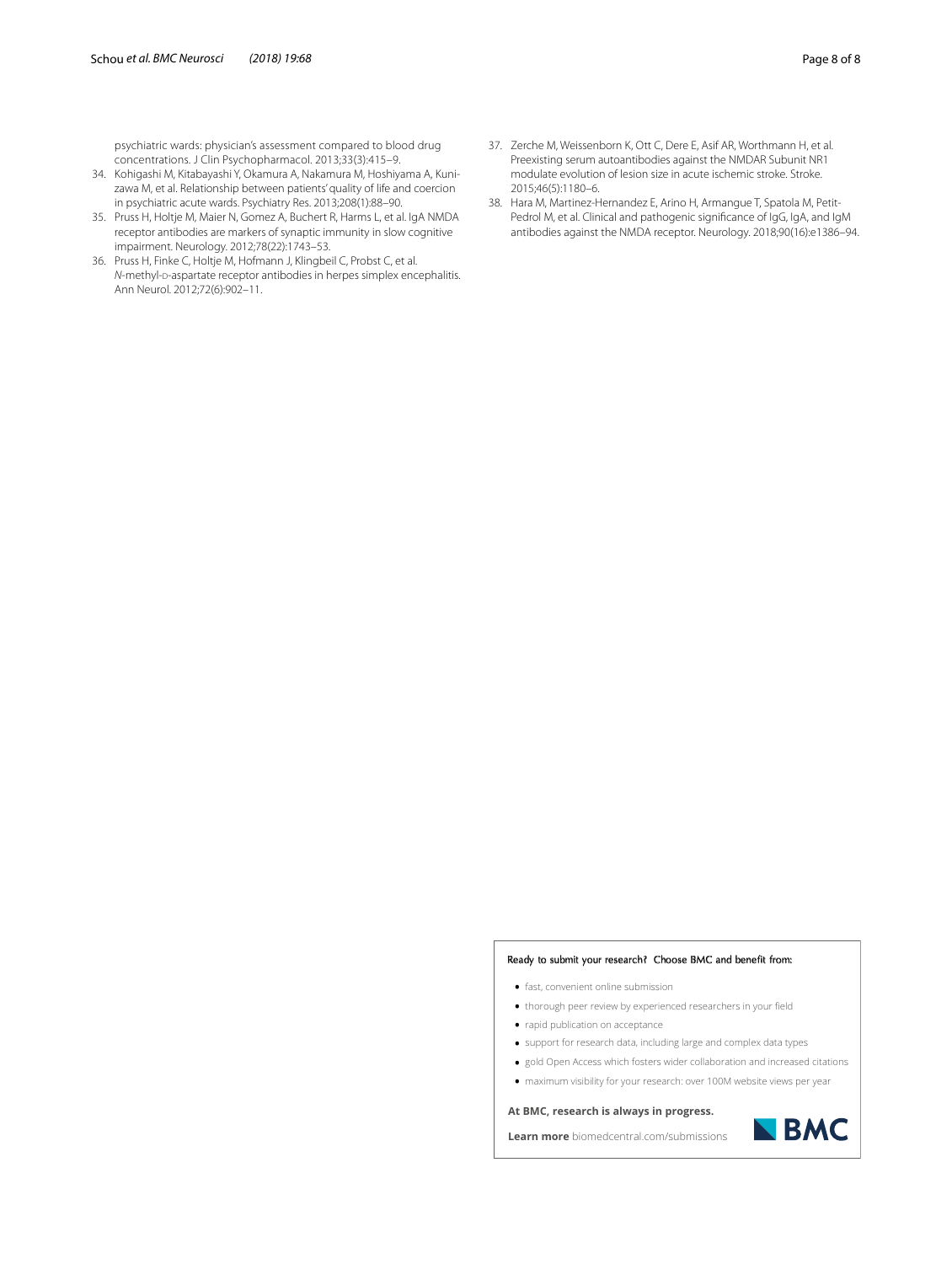psychiatric wards: physician's assessment compared to blood drug concentrations. J Clin Psychopharmacol. 2013;33(3):415–9.

34. Kohigashi M, Kitabayashi Y, Okamura A, Nakamura M, Hoshiyama A, Kunizawa M, et al. Relationship between patients' quality of life and coercion in psychiatric acute wards. Psychiatry Res. 2013;208(1):88–90.
35. Pruss H, Holtje M, Maier N, Gomez A, Buchert R, Harms L, et al. IgA NMDA receptor antibodies are markers of synaptic immunity in slow cognitive impairment. Neurology. 2012;78(22):1743–53.
36. Pruss H, Finke C, Holtje M, Hofmann J, Klingbeil C, Probst C, et al. *N*-methyl-D-aspartate receptor antibodies in herpes simplex encephalitis. Ann Neurol. 2012;72(6):902–11.
37. Zerche M, Weissenborn K, Ott C, Dere E, Asif AR, Worthmann H, et al. Preexisting serum autoantibodies against the NMDAR Subunit NR1 modulate evolution of lesion size in acute ischemic stroke. Stroke. 2015;46(5):1180–6.
38. Hara M, Martinez-Hernandez E, Arino H, Armangue T, Spatola M, Petit-Pedrol M, et al. Clinical and pathogenic significance of IgG, IgA, and IgM antibodies against the NMDA receptor. Neurology. 2018;90(16):e1386–94.

Ready to submit your research? Choose BMC and benefit from:

- fast, convenient online submission
- thorough peer review by experienced researchers in your field
- rapid publication on acceptance
- support for research data, including large and complex data types
- gold Open Access which fosters wider collaboration and increased citations
- maximum visibility for your research: over 100M website views per year

**At BMC, research is always in progress.**

**Learn more** biomedcentral.com/submissions

BMC